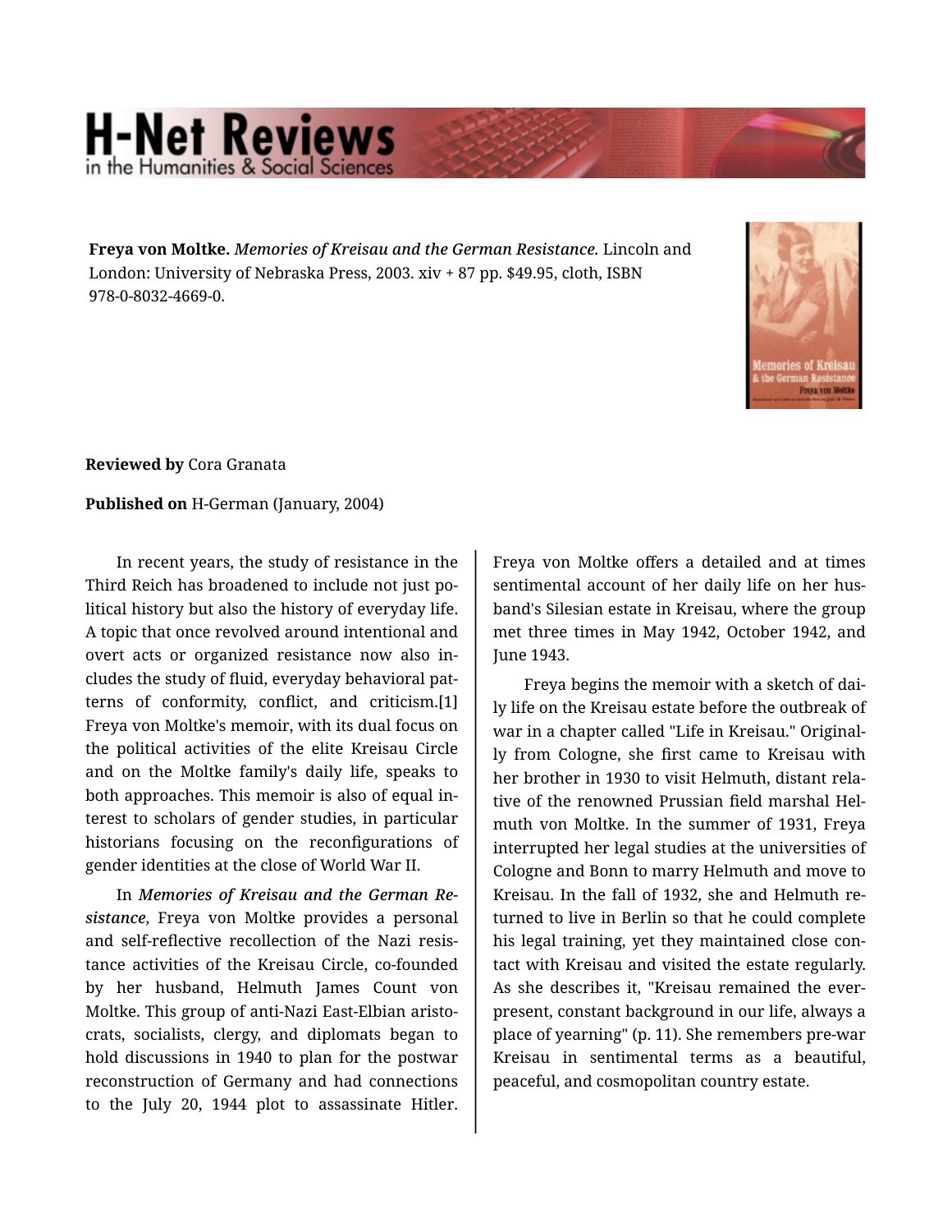**Freya von Moltke.** *Memories of Kreisau and the German Resistance.* Lincoln and London: University of Nebraska Press, 2003. xiv + 87 pp. $49.95, cloth, ISBN 978-0-8032-4669-0.

**Reviewed by** Cora Granata

**Published on** H-German (January, 2004)

In recent years, the study of resistance in the Third Reich has broadened to include not just political history but also the history of everyday life. A topic that once revolved around intentional and overt acts or organized resistance now also includes the study of fluid, everyday behavioral patterns of conformity, conflict, and criticism.[1] Freya von Moltke's memoir, with its dual focus on the political activities of the elite Kreisau Circle and on the Moltke family's daily life, speaks to both approaches. This memoir is also of equal interest to scholars of gender studies, in particular historians focusing on the reconfigurations of gender identities at the close of World War II.

In *Memories of Kreisau and the German Resistance*, Freya von Moltke provides a personal and self-reflective recollection of the Nazi resistance activities of the Kreisau Circle, co-founded by her husband, Helmuth James Count von Moltke. This group of anti-Nazi East-Elbian aristocrats, socialists, clergy, and diplomats began to hold discussions in 1940 to plan for the postwar reconstruction of Germany and had connections to the July 20, 1944 plot to assassinate Hitler. Freya von Moltke offers a detailed and at times sentimental account of her daily life on her husband's Silesian estate in Kreisau, where the group met three times in May 1942, October 1942, and June 1943.

Freya begins the memoir with a sketch of daily life on the Kreisau estate before the outbreak of war in a chapter called "Life in Kreisau." Originally from Cologne, she first came to Kreisau with her brother in 1930 to visit Helmuth, distant relative of the renowned Prussian field marshal Helmuth von Moltke. In the summer of 1931, Freya interrupted her legal studies at the universities of Cologne and Bonn to marry Helmuth and move to Kreisau. In the fall of 1932, she and Helmuth returned to live in Berlin so that he could complete his legal training, yet they maintained close contact with Kreisau and visited the estate regularly. As she describes it, "Kreisau remained the ever-present, constant background in our life, always a place of yearning" (p. 11). She remembers pre-war Kreisau in sentimental terms as a beautiful, peaceful, and cosmopolitan country estate.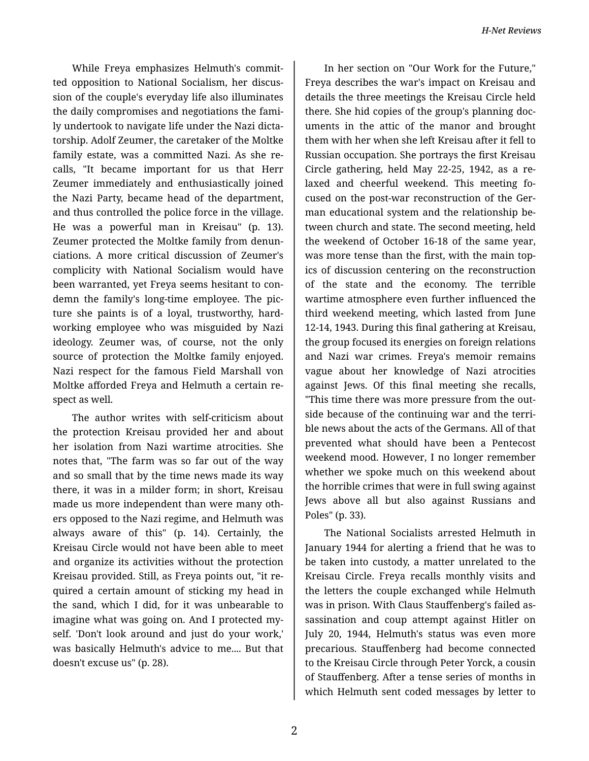While Freya emphasizes Helmuth's committed opposition to National Socialism, her discussion of the couple's everyday life also illuminates the daily compromises and negotiations the family undertook to navigate life under the Nazi dictatorship. Adolf Zeumer, the caretaker of the Moltke family estate, was a committed Nazi. As she recalls, "It became important for us that Herr Zeumer immediately and enthusiastically joined the Nazi Party, became head of the department, and thus controlled the police force in the village. He was a powerful man in Kreisau" (p. 13). Zeumer protected the Moltke family from denunciations. A more critical discussion of Zeumer's complicity with National Socialism would have been warranted, yet Freya seems hesitant to condemn the family's long-time employee. The picture she paints is of a loyal, trustworthy, hardworking employee who was misguided by Nazi ideology. Zeumer was, of course, not the only source of protection the Moltke family enjoyed. Nazi respect for the famous Field Marshall von Moltke afforded Freya and Helmuth a certain respect as well.

The author writes with self-criticism about the protection Kreisau provided her and about her isolation from Nazi wartime atrocities. She notes that, "The farm was so far out of the way and so small that by the time news made its way there, it was in a milder form; in short, Kreisau made us more independent than were many others opposed to the Nazi regime, and Helmuth was always aware of this" (p. 14). Certainly, the Kreisau Circle would not have been able to meet and organize its activities without the protection Kreisau provided. Still, as Freya points out, "it required a certain amount of sticking my head in the sand, which I did, for it was unbearable to imagine what was going on. And I protected myself. 'Don't look around and just do your work,' was basically Helmuth's advice to me.... But that doesn't excuse us" (p. 28).

In her section on "Our Work for the Future," Freya describes the war's impact on Kreisau and details the three meetings the Kreisau Circle held there. She hid copies of the group's planning documents in the attic of the manor and brought them with her when she left Kreisau after it fell to Russian occupation. She portrays the first Kreisau Circle gathering, held May 22-25, 1942, as a relaxed and cheerful weekend. This meeting focused on the post-war reconstruction of the German educational system and the relationship between church and state. The second meeting, held the weekend of October 16-18 of the same year, was more tense than the first, with the main topics of discussion centering on the reconstruction of the state and the economy. The terrible wartime atmosphere even further influenced the third weekend meeting, which lasted from June 12-14, 1943. During this final gathering at Kreisau, the group focused its energies on foreign relations and Nazi war crimes. Freya's memoir remains vague about her knowledge of Nazi atrocities against Jews. Of this final meeting she recalls, "This time there was more pressure from the outside because of the continuing war and the terrible news about the acts of the Germans. All of that prevented what should have been a Pentecost weekend mood. However, I no longer remember whether we spoke much on this weekend about the horrible crimes that were in full swing against Jews above all but also against Russians and Poles" (p. 33).

The National Socialists arrested Helmuth in January 1944 for alerting a friend that he was to be taken into custody, a matter unrelated to the Kreisau Circle. Freya recalls monthly visits and the letters the couple exchanged while Helmuth was in prison. With Claus Stauffenberg's failed assassination and coup attempt against Hitler on July 20, 1944, Helmuth's status was even more precarious. Stauffenberg had become connected to the Kreisau Circle through Peter Yorck, a cousin of Stauffenberg. After a tense series of months in which Helmuth sent coded messages by letter to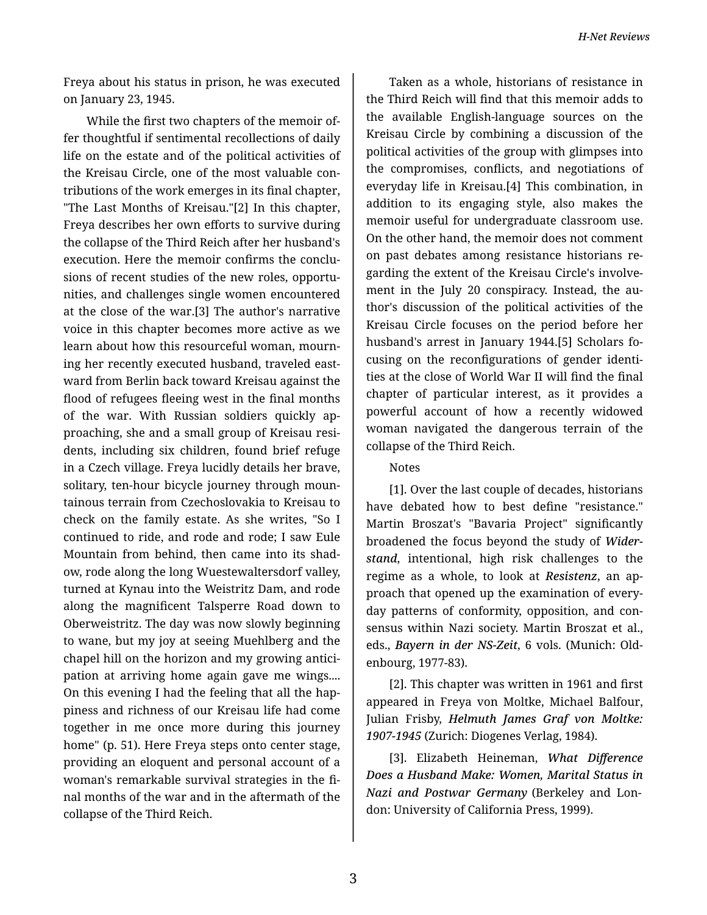Freya about his status in prison, he was executed on January 23, 1945.

While the first two chapters of the memoir offer thoughtful if sentimental recollections of daily life on the estate and of the political activities of the Kreisau Circle, one of the most valuable contributions of the work emerges in its final chapter, "The Last Months of Kreisau."[2] In this chapter, Freya describes her own efforts to survive during the collapse of the Third Reich after her husband's execution. Here the memoir confirms the conclusions of recent studies of the new roles, opportunities, and challenges single women encountered at the close of the war.[3] The author's narrative voice in this chapter becomes more active as we learn about how this resourceful woman, mourning her recently executed husband, traveled eastward from Berlin back toward Kreisau against the flood of refugees fleeing west in the final months of the war. With Russian soldiers quickly approaching, she and a small group of Kreisau residents, including six children, found brief refuge in a Czech village. Freya lucidly details her brave, solitary, ten-hour bicycle journey through mountainous terrain from Czechoslovakia to Kreisau to check on the family estate. As she writes, "So I continued to ride, and rode and rode; I saw Eule Mountain from behind, then came into its shadow, rode along the long Wuestewaltersdorf valley, turned at Kynau into the Weistritz Dam, and rode along the magnificent Talsperre Road down to Oberweistritz. The day was now slowly beginning to wane, but my joy at seeing Muehlberg and the chapel hill on the horizon and my growing anticipation at arriving home again gave me wings.... On this evening I had the feeling that all the happiness and richness of our Kreisau life had come together in me once more during this journey home" (p. 51). Here Freya steps onto center stage, providing an eloquent and personal account of a woman's remarkable survival strategies in the final months of the war and in the aftermath of the collapse of the Third Reich.

Taken as a whole, historians of resistance in the Third Reich will find that this memoir adds to the available English-language sources on the Kreisau Circle by combining a discussion of the political activities of the group with glimpses into the compromises, conflicts, and negotiations of everyday life in Kreisau.[4] This combination, in addition to its engaging style, also makes the memoir useful for undergraduate classroom use. On the other hand, the memoir does not comment on past debates among resistance historians regarding the extent of the Kreisau Circle's involvement in the July 20 conspiracy. Instead, the author's discussion of the political activities of the Kreisau Circle focuses on the period before her husband's arrest in January 1944.[5] Scholars focusing on the reconfigurations of gender identities at the close of World War II will find the final chapter of particular interest, as it provides a powerful account of how a recently widowed woman navigated the dangerous terrain of the collapse of the Third Reich.

Notes

[1]. Over the last couple of decades, historians have debated how to best define "resistance." Martin Broszat's "Bavaria Project" significantly broadened the focus beyond the study of ***Widerstand***, intentional, high risk challenges to the regime as a whole, to look at ***Resistenz***, an approach that opened up the examination of everyday patterns of conformity, opposition, and consensus within Nazi society. Martin Broszat et al., eds., ***Bayern in der NS-Zeit***, 6 vols. (Munich: Oldenbourg, 1977-83).

[2]. This chapter was written in 1961 and first appeared in Freya von Moltke, Michael Balfour, Julian Frisby, ***Helmuth James Graf von Moltke: 1907-1945*** (Zurich: Diogenes Verlag, 1984).

[3]. Elizabeth Heineman, ***What Difference Does a Husband Make: Women, Marital Status in Nazi and Postwar Germany*** (Berkeley and London: University of California Press, 1999).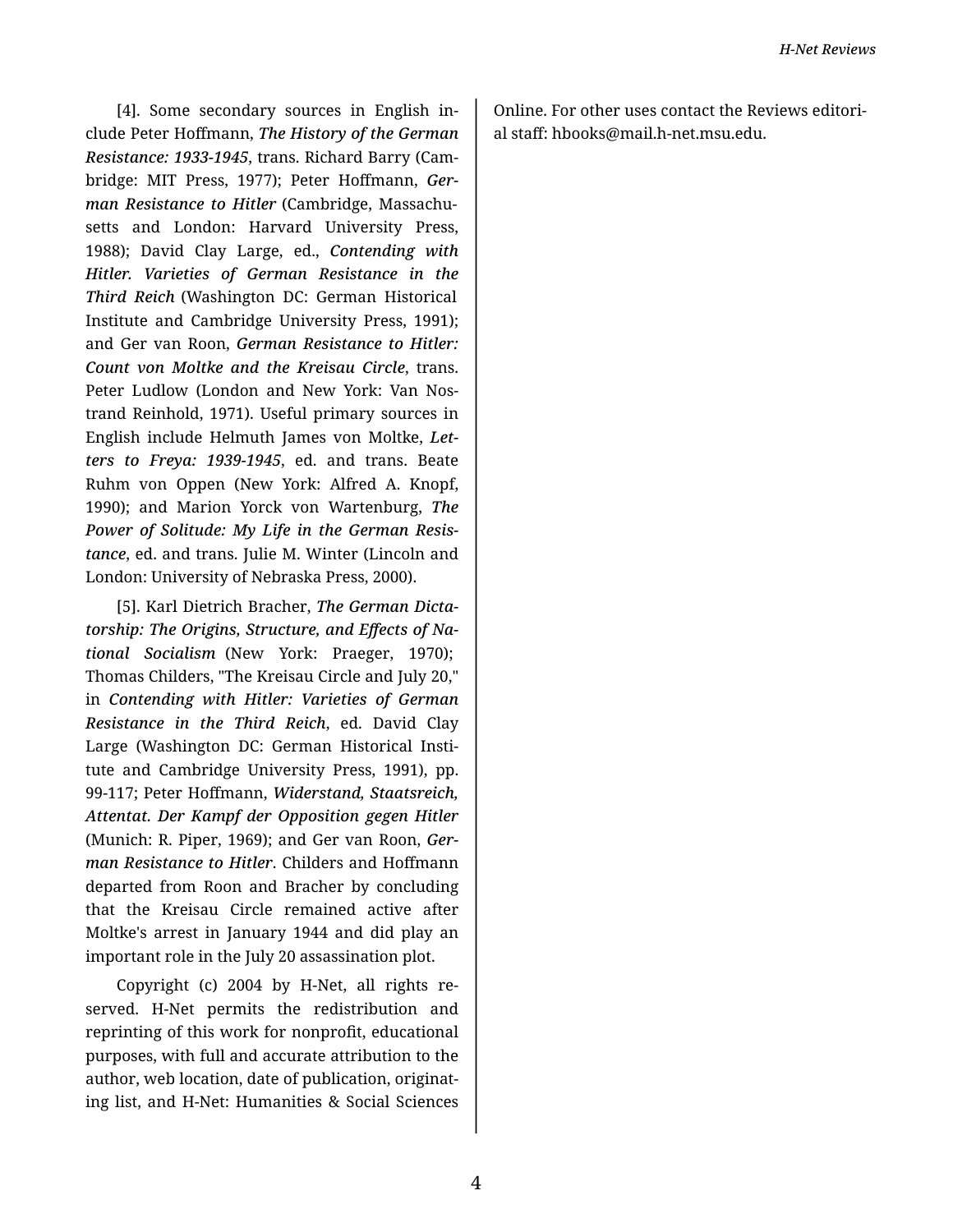[4]. Some secondary sources in English include Peter Hoffmann, *The History of the German Resistance: 1933-1945*, trans. Richard Barry (Cambridge: MIT Press, 1977); Peter Hoffmann, *German Resistance to Hitler* (Cambridge, Massachusetts and London: Harvard University Press, 1988); David Clay Large, ed., *Contending with Hitler. Varieties of German Resistance in the Third Reich* (Washington DC: German Historical Institute and Cambridge University Press, 1991); and Ger van Roon, *German Resistance to Hitler: Count von Moltke and the Kreisau Circle*, trans. Peter Ludlow (London and New York: Van Nostrand Reinhold, 1971). Useful primary sources in English include Helmuth James von Moltke, *Letters to Freya: 1939-1945*, ed. and trans. Beate Ruhm von Oppen (New York: Alfred A. Knopf, 1990); and Marion Yorck von Wartenburg, *The Power of Solitude: My Life in the German Resistance*, ed. and trans. Julie M. Winter (Lincoln and London: University of Nebraska Press, 2000).

[5]. Karl Dietrich Bracher, *The German Dictatorship: The Origins, Structure, and Effects of National Socialism* (New York: Praeger, 1970); Thomas Childers, "The Kreisau Circle and July 20," in *Contending with Hitler: Varieties of German Resistance in the Third Reich*, ed. David Clay Large (Washington DC: German Historical Institute and Cambridge University Press, 1991), pp. 99-117; Peter Hoffmann, *Widerstand, Staatsreich, Attentat. Der Kampf der Opposition gegen Hitler* (Munich: R. Piper, 1969); and Ger van Roon, *German Resistance to Hitler*. Childers and Hoffmann departed from Roon and Bracher by concluding that the Kreisau Circle remained active after Moltke's arrest in January 1944 and did play an important role in the July 20 assassination plot.

Copyright (c) 2004 by H-Net, all rights reserved. H-Net permits the redistribution and reprinting of this work for nonprofit, educational purposes, with full and accurate attribution to the author, web location, date of publication, originating list, and H-Net: Humanities & Social Sciences Online. For other uses contact the Reviews editorial staff: hbooks@mail.h-net.msu.edu.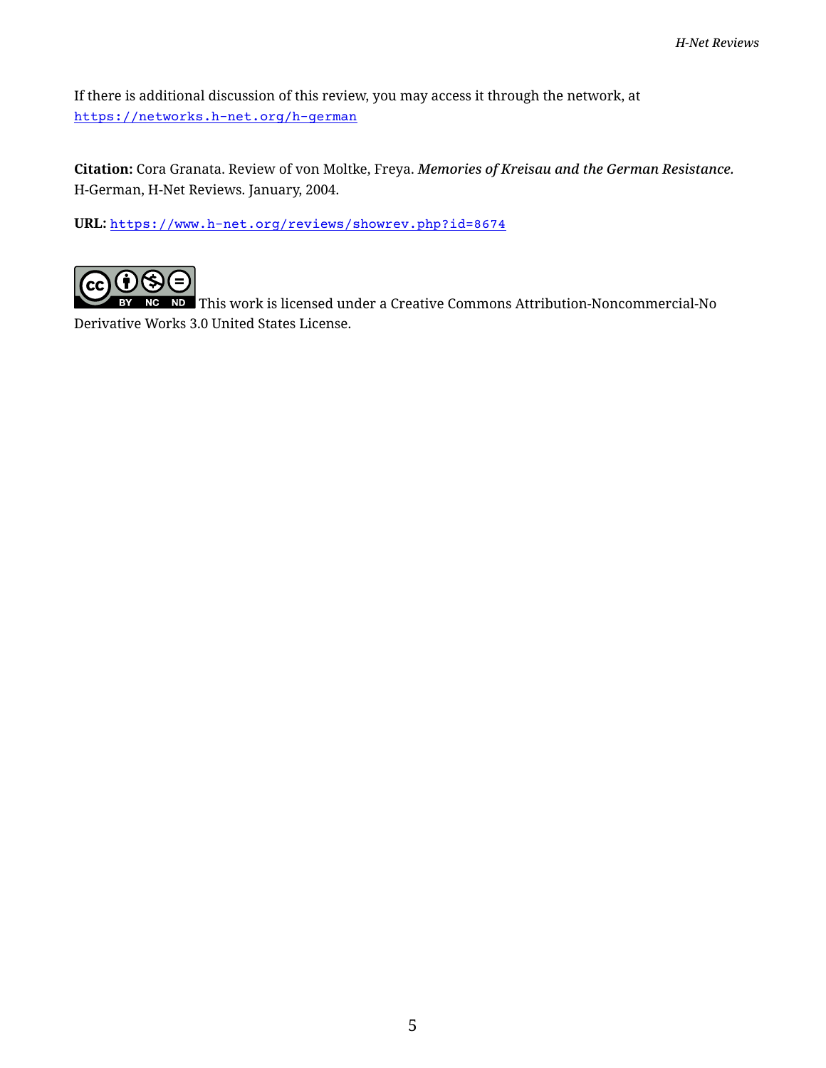If there is additional discussion of this review, you may access it through the network, at https://networks.h-net.org/h-german

**Citation:** Cora Granata. Review of von Moltke, Freya. ***Memories of Kreisau and the German Resistance.*** H-German, H-Net Reviews. January, 2004.

**URL:** https://www.h-net.org/reviews/showrev.php?id=8674

This work is licensed under a Creative Commons Attribution-Noncommercial-No Derivative Works 3.0 United States License.